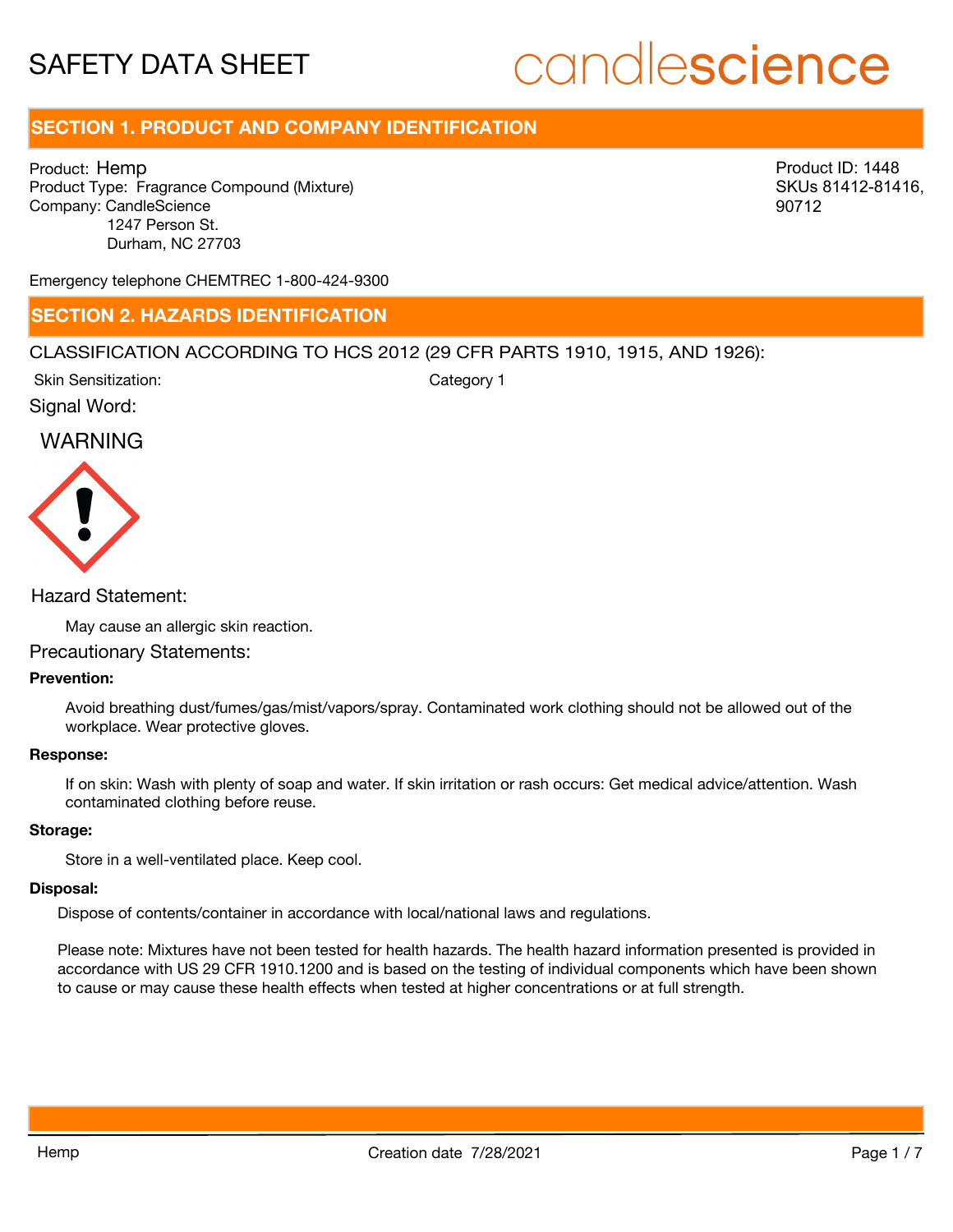# SAFETY DATA SHEET

candlescience

## SECTION 1. PRODUCT AND COMPANY IDENTIFICATION

Product: Hemp
Product Type: Fragrance Compound (Mixture)
Company: CandleScience
1247 Person St.
Durham, NC 27703

Product ID: 1448
SKUs 81412-81416, 90712

Emergency telephone CHEMTREC 1-800-424-9300

## SECTION 2. HAZARDS IDENTIFICATION

CLASSIFICATION ACCORDING TO HCS 2012 (29 CFR PARTS 1910, 1915, AND 1926):

Skin Sensitization: Category 1

Signal Word:

WARNING

Hazard Statement:

May cause an allergic skin reaction.

Precautionary Statements:

**Prevention:**

Avoid breathing dust/fumes/gas/mist/vapors/spray. Contaminated work clothing should not be allowed out of the workplace. Wear protective gloves.

**Response:**

If on skin: Wash with plenty of soap and water. If skin irritation or rash occurs: Get medical advice/attention. Wash contaminated clothing before reuse.

**Storage:**

Store in a well-ventilated place. Keep cool.

**Disposal:**

Dispose of contents/container in accordance with local/national laws and regulations.

Please note: Mixtures have not been tested for health hazards. The health hazard information presented is provided in accordance with US 29 CFR 1910.1200 and is based on the testing of individual components which have been shown to cause or may cause these health effects when tested at higher concentrations or at full strength.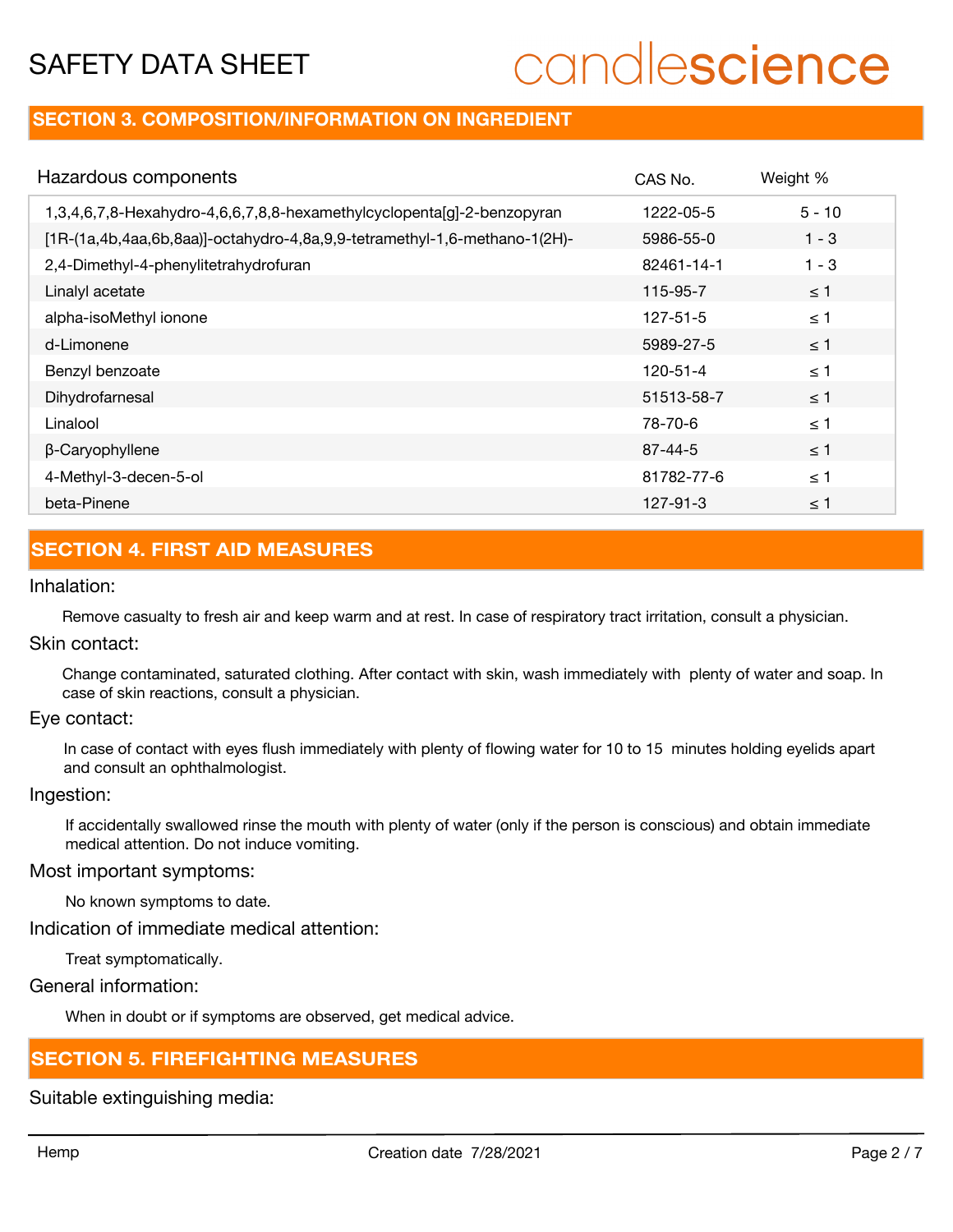## SECTION 3. COMPOSITION/INFORMATION ON INGREDIENT

| Hazardous components | CAS No. | Weight % |
|---|---|---|
| 1,3,4,6,7,8-Hexahydro-4,6,6,7,8,8-hexamethylcyclopenta[g]-2-benzopyran | 1222-05-5 | 5 - 10 |
| [1R-(1a,4b,4aa,6b,8aa)]-octahydro-4,8a,9,9-tetramethyl-1,6-methano-1(2H)- | 5986-55-0 | 1 - 3 |
| 2,4-Dimethyl-4-phenylitetrahydrofuran | 82461-14-1 | 1 - 3 |
| Linalyl acetate | 115-95-7 | ≤ 1 |
| alpha-isoMethyl ionone | 127-51-5 | ≤ 1 |
| d-Limonene | 5989-27-5 | ≤ 1 |
| Benzyl benzoate | 120-51-4 | ≤ 1 |
| Dihydrofarnesal | 51513-58-7 | ≤ 1 |
| Linalool | 78-70-6 | ≤ 1 |
| β-Caryophyllene | 87-44-5 | ≤ 1 |
| 4-Methyl-3-decen-5-ol | 81782-77-6 | ≤ 1 |
| beta-Pinene | 127-91-3 | ≤ 1 |

## SECTION 4. FIRST AID MEASURES

Inhalation:

Remove casualty to fresh air and keep warm and at rest. In case of respiratory tract irritation, consult a physician.

Skin contact:

Change contaminated, saturated clothing. After contact with skin, wash immediately with plenty of water and soap. In case of skin reactions, consult a physician.

Eye contact:

In case of contact with eyes flush immediately with plenty of flowing water for 10 to 15 minutes holding eyelids apart and consult an ophthalmologist.

Ingestion:

If accidentally swallowed rinse the mouth with plenty of water (only if the person is conscious) and obtain immediate medical attention. Do not induce vomiting.

Most important symptoms:

No known symptoms to date.

Indication of immediate medical attention:

Treat symptomatically.

General information:

When in doubt or if symptoms are observed, get medical advice.

## SECTION 5. FIREFIGHTING MEASURES

Suitable extinguishing media: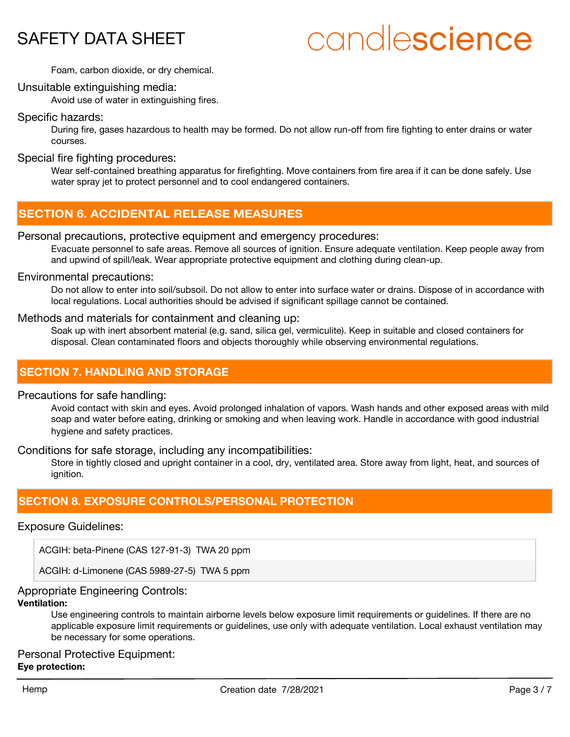Foam, carbon dioxide, or dry chemical.

Unsuitable extinguishing media:

Avoid use of water in extinguishing fires.

Specific hazards:

During fire, gases hazardous to health may be formed. Do not allow run-off from fire fighting to enter drains or water courses.

Special fire fighting procedures:

Wear self-contained breathing apparatus for firefighting. Move containers from fire area if it can be done safely. Use water spray jet to protect personnel and to cool endangered containers.

## SECTION 6. ACCIDENTAL RELEASE MEASURES

Personal precautions, protective equipment and emergency procedures:

Evacuate personnel to safe areas. Remove all sources of ignition. Ensure adequate ventilation. Keep people away from and upwind of spill/leak. Wear appropriate protective equipment and clothing during clean-up.

Environmental precautions:

Do not allow to enter into soil/subsoil. Do not allow to enter into surface water or drains. Dispose of in accordance with local regulations. Local authorities should be advised if significant spillage cannot be contained.

Methods and materials for containment and cleaning up:

Soak up with inert absorbent material (e.g. sand, silica gel, vermiculite). Keep in suitable and closed containers for disposal. Clean contaminated floors and objects thoroughly while observing environmental regulations.

## SECTION 7. HANDLING AND STORAGE

Precautions for safe handling:

Avoid contact with skin and eyes. Avoid prolonged inhalation of vapors. Wash hands and other exposed areas with mild soap and water before eating, drinking or smoking and when leaving work. Handle in accordance with good industrial hygiene and safety practices.

Conditions for safe storage, including any incompatibilities:

Store in tightly closed and upright container in a cool, dry, ventilated area. Store away from light, heat, and sources of ignition.

## SECTION 8. EXPOSURE CONTROLS/PERSONAL PROTECTION

Exposure Guidelines:

| |
|---|
| ACGIH: beta-Pinene (CAS 127-91-3) TWA 20 ppm |
| ACGIH: d-Limonene (CAS 5989-27-5) TWA 5 ppm |

Appropriate Engineering Controls:

**Ventilation:**

Use engineering controls to maintain airborne levels below exposure limit requirements or guidelines. If there are no applicable exposure limit requirements or guidelines, use only with adequate ventilation. Local exhaust ventilation may be necessary for some operations.

Personal Protective Equipment:

**Eye protection:**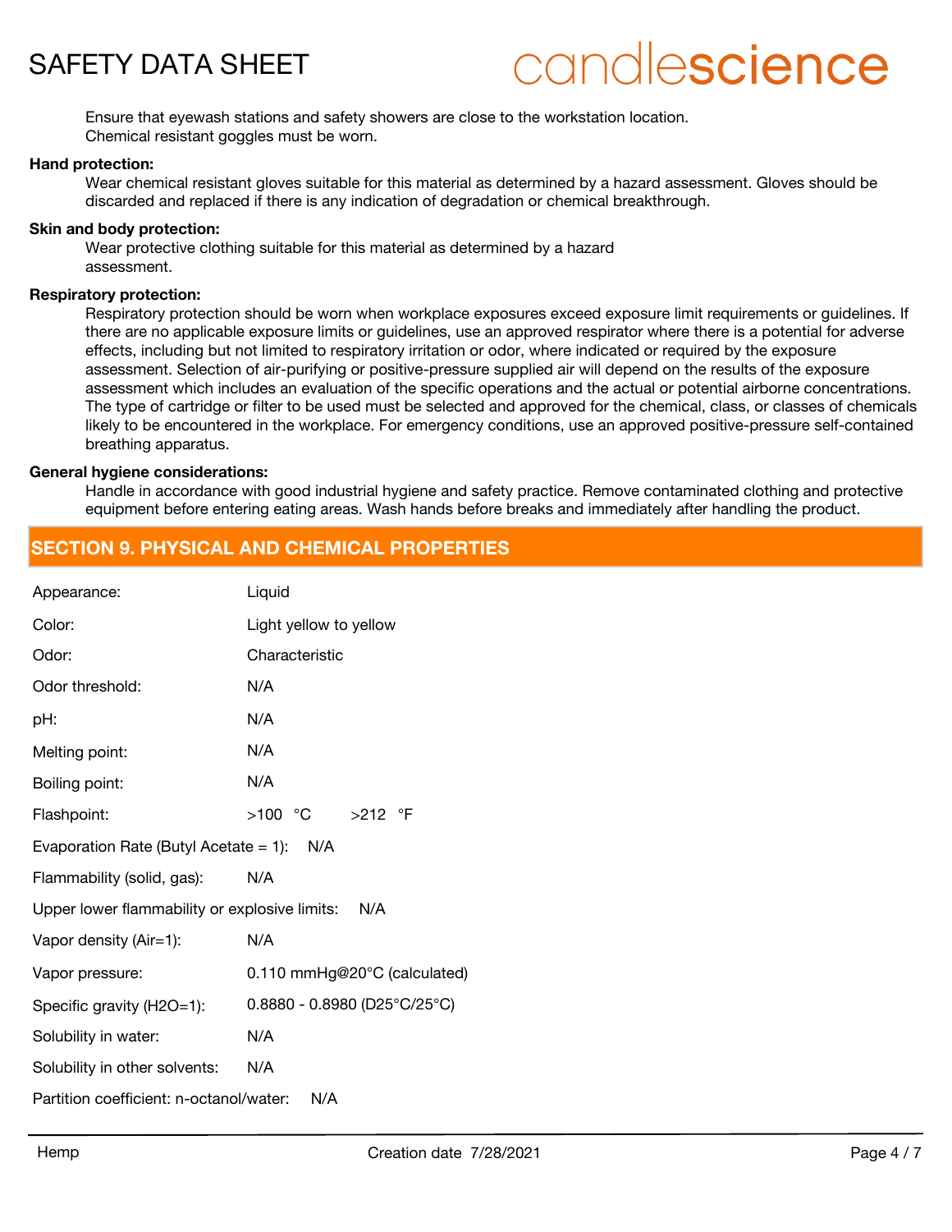Ensure that eyewash stations and safety showers are close to the workstation location.
Chemical resistant goggles must be worn.

**Hand protection:**

Wear chemical resistant gloves suitable for this material as determined by a hazard assessment. Gloves should be discarded and replaced if there is any indication of degradation or chemical breakthrough.

**Skin and body protection:**

Wear protective clothing suitable for this material as determined by a hazard assessment.

**Respiratory protection:**

Respiratory protection should be worn when workplace exposures exceed exposure limit requirements or guidelines. If there are no applicable exposure limits or guidelines, use an approved respirator where there is a potential for adverse effects, including but not limited to respiratory irritation or odor, where indicated or required by the exposure assessment. Selection of air-purifying or positive-pressure supplied air will depend on the results of the exposure assessment which includes an evaluation of the specific operations and the actual or potential airborne concentrations. The type of cartridge or filter to be used must be selected and approved for the chemical, class, or classes of chemicals likely to be encountered in the workplace. For emergency conditions, use an approved positive-pressure self-contained breathing apparatus.

**General hygiene considerations:**

Handle in accordance with good industrial hygiene and safety practice. Remove contaminated clothing and protective equipment before entering eating areas. Wash hands before breaks and immediately after handling the product.

## SECTION 9. PHYSICAL AND CHEMICAL PROPERTIES

| Property | Value |
| --- | --- |
| Appearance: | Liquid |
| Color: | Light yellow to yellow |
| Odor: | Characteristic |
| Odor threshold: | N/A |
| pH: | N/A |
| Melting point: | N/A |
| Boiling point: | N/A |
| Flashpoint: | >100 °C >212 °F |
| Evaporation Rate (Butyl Acetate = 1): | N/A |
| Flammability (solid, gas): | N/A |
| Upper lower flammability or explosive limits: | N/A |
| Vapor density (Air=1): | N/A |
| Vapor pressure: | 0.110 mmHg@20°C (calculated) |
| Specific gravity (H2O=1): | 0.8880 - 0.8980 (D25°C/25°C) |
| Solubility in water: | N/A |
| Solubility in other solvents: | N/A |
| Partition coefficient: n-octanol/water: | N/A |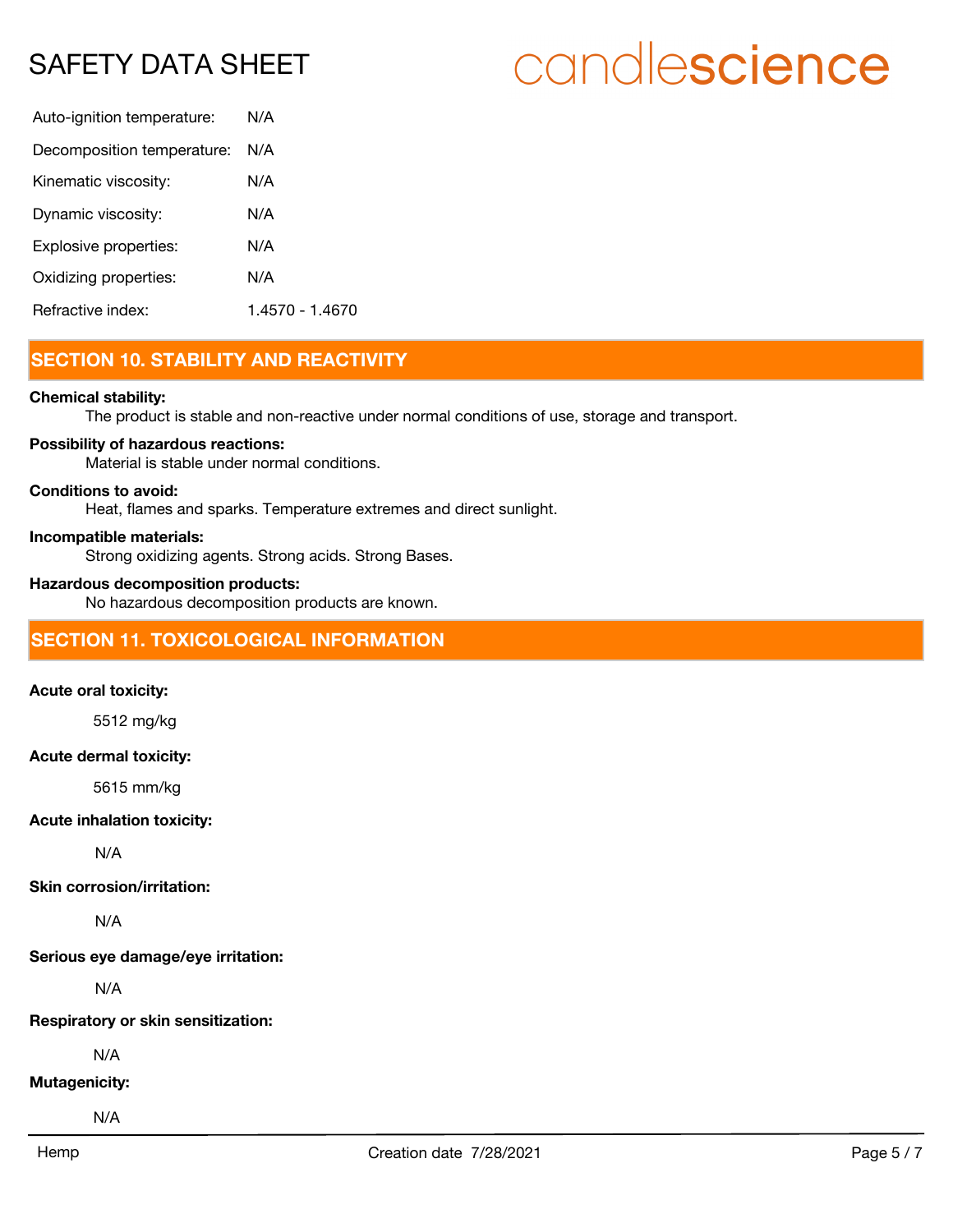| | |
|---|---|
| Auto-ignition temperature: | N/A |
| Decomposition temperature: | N/A |
| Kinematic viscosity: | N/A |
| Dynamic viscosity: | N/A |
| Explosive properties: | N/A |
| Oxidizing properties: | N/A |
| Refractive index: | 1.4570 - 1.4670 |

## SECTION 10. STABILITY AND REACTIVITY

**Chemical stability:**

The product is stable and non-reactive under normal conditions of use, storage and transport.

**Possibility of hazardous reactions:**

Material is stable under normal conditions.

**Conditions to avoid:**

Heat, flames and sparks. Temperature extremes and direct sunlight.

**Incompatible materials:**

Strong oxidizing agents. Strong acids. Strong Bases.

**Hazardous decomposition products:**

No hazardous decomposition products are known.

## SECTION 11. TOXICOLOGICAL INFORMATION

**Acute oral toxicity:**

5512 mg/kg

**Acute dermal toxicity:**

5615 mm/kg

**Acute inhalation toxicity:**

N/A

**Skin corrosion/irritation:**

N/A

**Serious eye damage/eye irritation:**

N/A

**Respiratory or skin sensitization:**

N/A

**Mutagenicity:**

N/A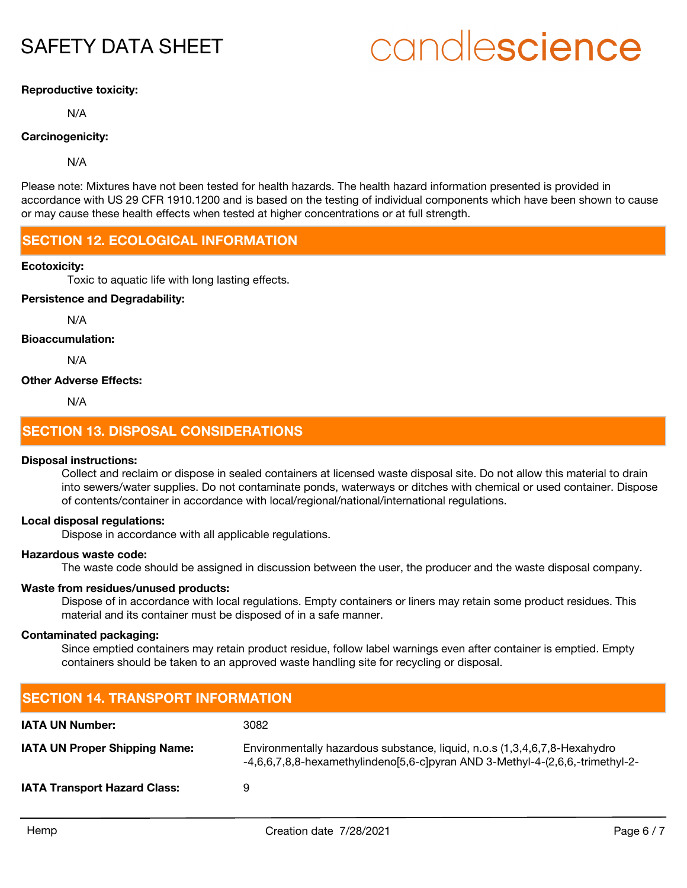**Reproductive toxicity:**

N/A

**Carcinogenicity:**

N/A

Please note: Mixtures have not been tested for health hazards. The health hazard information presented is provided in accordance with US 29 CFR 1910.1200 and is based on the testing of individual components which have been shown to cause or may cause these health effects when tested at higher concentrations or at full strength.

## SECTION 12. ECOLOGICAL INFORMATION

**Ecotoxicity:**

Toxic to aquatic life with long lasting effects.

**Persistence and Degradability:**

N/A

**Bioaccumulation:**

N/A

**Other Adverse Effects:**

N/A

## SECTION 13. DISPOSAL CONSIDERATIONS

**Disposal instructions:**

Collect and reclaim or dispose in sealed containers at licensed waste disposal site. Do not allow this material to drain into sewers/water supplies. Do not contaminate ponds, waterways or ditches with chemical or used container. Dispose of contents/container in accordance with local/regional/national/international regulations.

**Local disposal regulations:**

Dispose in accordance with all applicable regulations.

**Hazardous waste code:**

The waste code should be assigned in discussion between the user, the producer and the waste disposal company.

**Waste from residues/unused products:**

Dispose of in accordance with local regulations. Empty containers or liners may retain some product residues. This material and its container must be disposed of in a safe manner.

**Contaminated packaging:**

Since emptied containers may retain product residue, follow label warnings even after container is emptied. Empty containers should be taken to an approved waste handling site for recycling or disposal.

## SECTION 14. TRANSPORT INFORMATION

| | |
|---|---|
| **IATA UN Number:** | 3082 |
| **IATA UN Proper Shipping Name:** | Environmentally hazardous substance, liquid, n.o.s (1,3,4,6,7,8-Hexahydro -4,6,6,7,8,8-hexamethylindeno[5,6-c]pyran AND 3-Methyl-4-(2,6,6,-trimethyl-2- |
| **IATA Transport Hazard Class:** | 9 |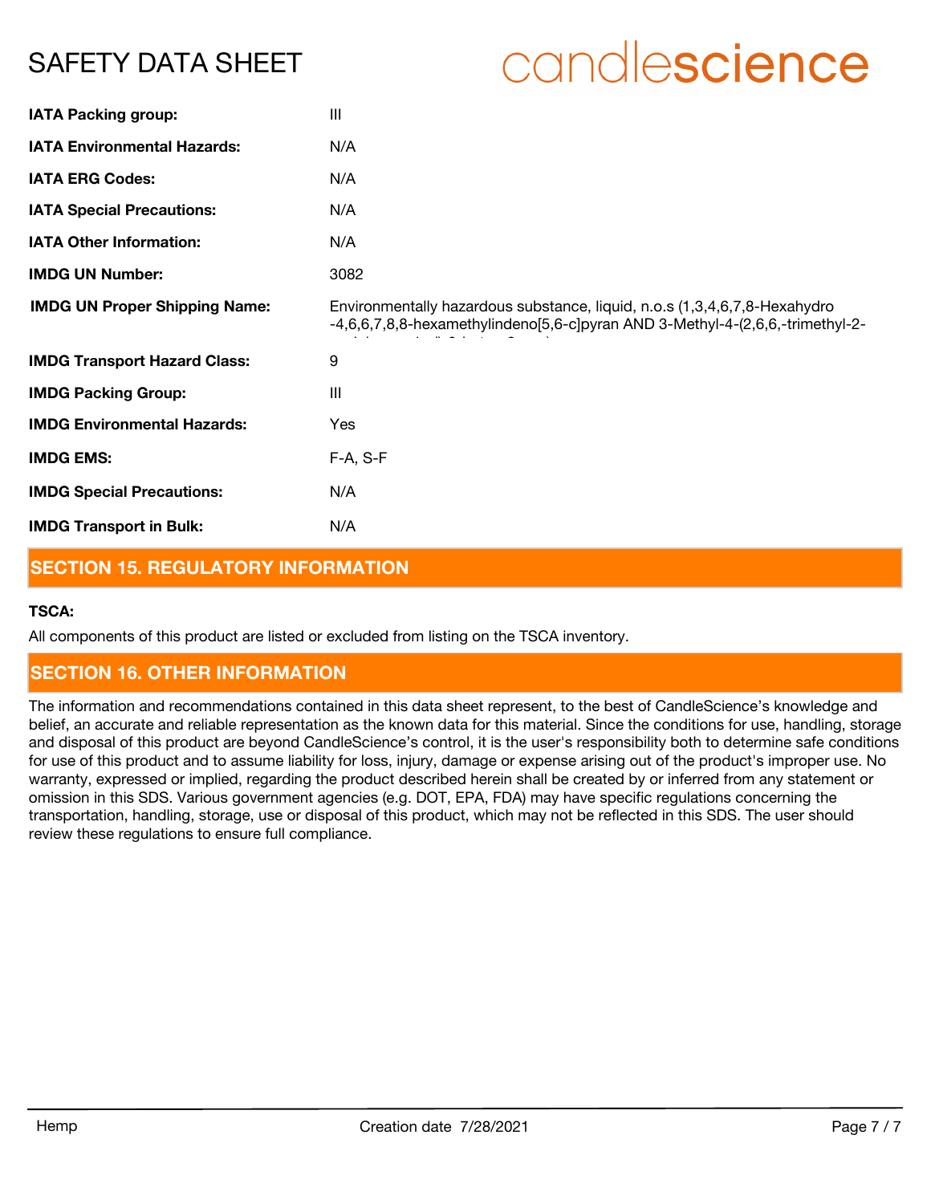| | |
|---|---|
| **IATA Packing group:** | III |
| **IATA Environmental Hazards:** | N/A |
| **IATA ERG Codes:** | N/A |
| **IATA Special Precautions:** | N/A |
| **IATA Other Information:** | N/A |
| **IMDG UN Number:** | 3082 |
| **IMDG UN Proper Shipping Name:** | Environmentally hazardous substance, liquid, n.o.s (1,3,4,6,7,8-Hexahydro -4,6,6,7,8,8-hexamethylindeno[5,6-c]pyran AND 3-Methyl-4-(2,6,6,-trimethyl-2- |
| **IMDG Transport Hazard Class:** | 9 |
| **IMDG Packing Group:** | III |
| **IMDG Environmental Hazards:** | Yes |
| **IMDG EMS:** | F-A, S-F |
| **IMDG Special Precautions:** | N/A |
| **IMDG Transport in Bulk:** | N/A |

## SECTION 15. REGULATORY INFORMATION

**TSCA:**

All components of this product are listed or excluded from listing on the TSCA inventory.

## SECTION 16. OTHER INFORMATION

The information and recommendations contained in this data sheet represent, to the best of CandleScience's knowledge and belief, an accurate and reliable representation as the known data for this material. Since the conditions for use, handling, storage and disposal of this product are beyond CandleScience's control, it is the user's responsibility both to determine safe conditions for use of this product and to assume liability for loss, injury, damage or expense arising out of the product's improper use. No warranty, expressed or implied, regarding the product described herein shall be created by or inferred from any statement or omission in this SDS. Various government agencies (e.g. DOT, EPA, FDA) may have specific regulations concerning the transportation, handling, storage, use or disposal of this product, which may not be reflected in this SDS. The user should review these regulations to ensure full compliance.